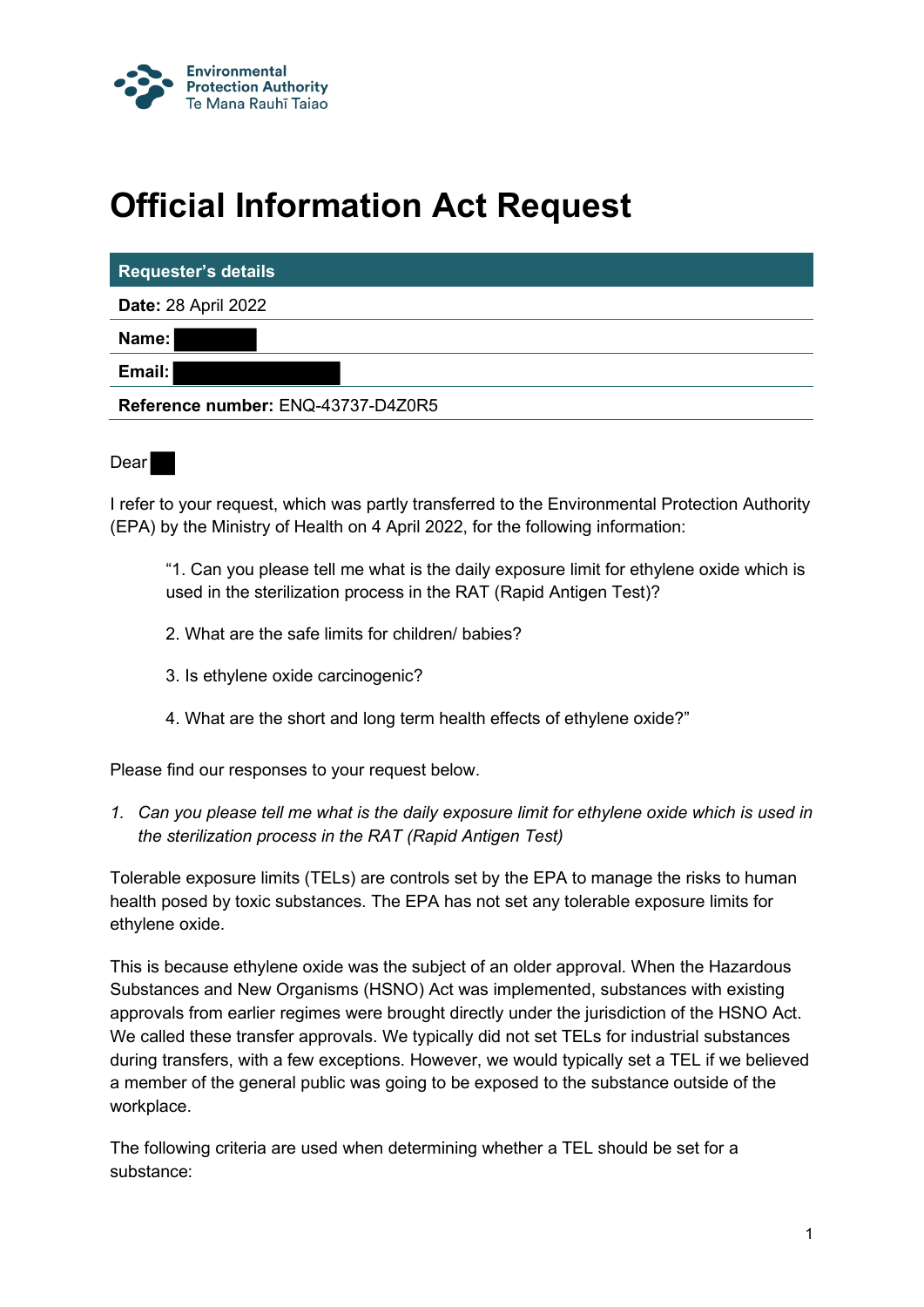Environmental Protection Authority
Te Mana Rauhī Taiao

# Official Information Act Request

| Requester's details |
|---|
| **Date:** 28 April 2022 |
| **Name:** |
| **Email:** |
| **Reference number:** ENQ-43737-D4Z0R5 |

Dear

I refer to your request, which was partly transferred to the Environmental Protection Authority (EPA) by the Ministry of Health on 4 April 2022, for the following information:

> "1. Can you please tell me what is the daily exposure limit for ethylene oxide which is used in the sterilization process in the RAT (Rapid Antigen Test)?
>
> 2. What are the safe limits for children/ babies?
>
> 3. Is ethylene oxide carcinogenic?
>
> 4. What are the short and long term health effects of ethylene oxide?"

Please find our responses to your request below.

1. *Can you please tell me what is the daily exposure limit for ethylene oxide which is used in the sterilization process in the RAT (Rapid Antigen Test)*

Tolerable exposure limits (TELs) are controls set by the EPA to manage the risks to human health posed by toxic substances. The EPA has not set any tolerable exposure limits for ethylene oxide.

This is because ethylene oxide was the subject of an older approval. When the Hazardous Substances and New Organisms (HSNO) Act was implemented, substances with existing approvals from earlier regimes were brought directly under the jurisdiction of the HSNO Act. We called these transfer approvals. We typically did not set TELs for industrial substances during transfers, with a few exceptions. However, we would typically set a TEL if we believed a member of the general public was going to be exposed to the substance outside of the workplace.

The following criteria are used when determining whether a TEL should be set for a substance: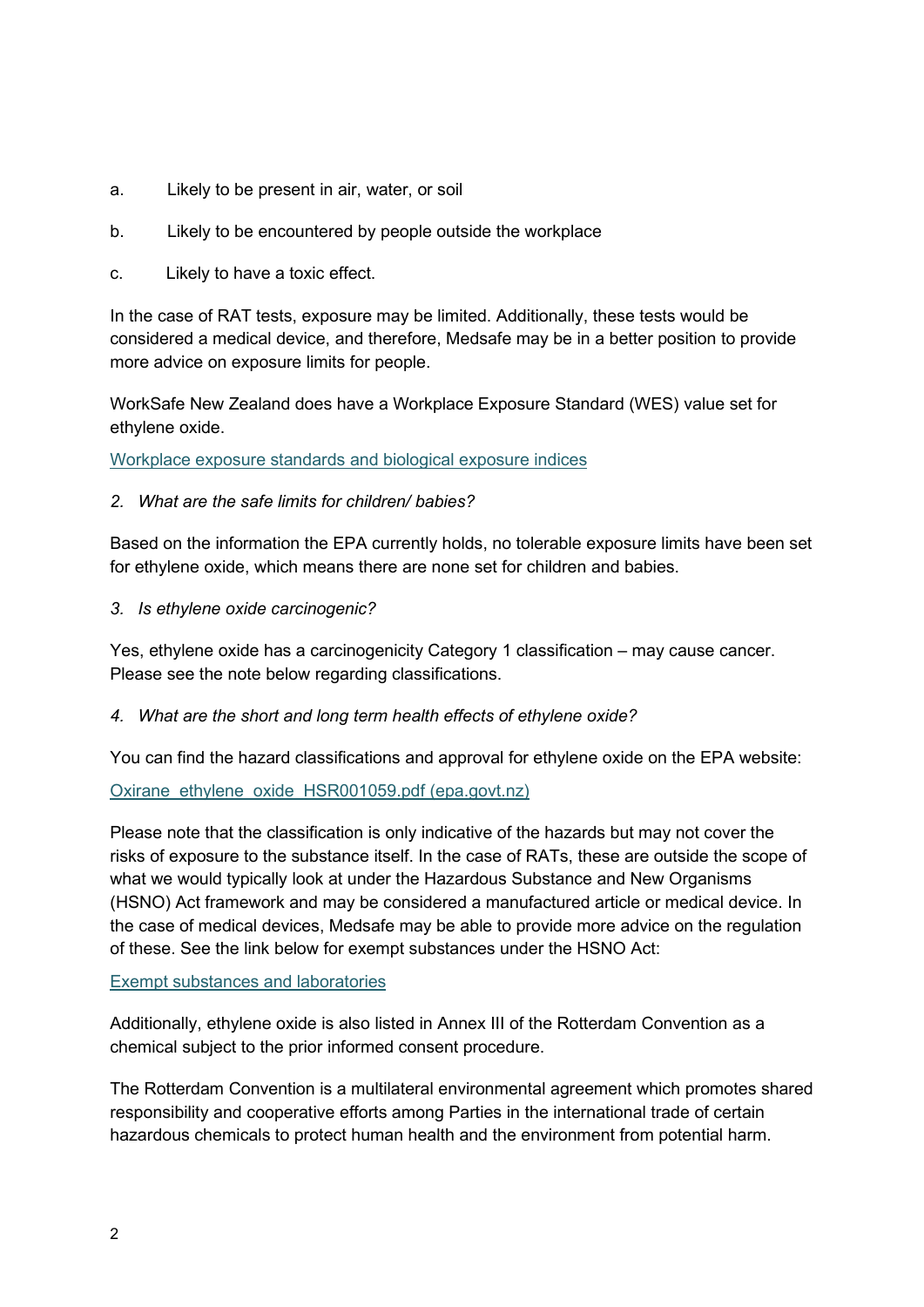a. Likely to be present in air, water, or soil

b. Likely to be encountered by people outside the workplace

c. Likely to have a toxic effect.

In the case of RAT tests, exposure may be limited. Additionally, these tests would be considered a medical device, and therefore, Medsafe may be in a better position to provide more advice on exposure limits for people.

WorkSafe New Zealand does have a Workplace Exposure Standard (WES) value set for ethylene oxide.

[Workplace exposure standards and biological exposure indices]()

2. *What are the safe limits for children/ babies?*

Based on the information the EPA currently holds, no tolerable exposure limits have been set for ethylene oxide, which means there are none set for children and babies.

3. *Is ethylene oxide carcinogenic?*

Yes, ethylene oxide has a carcinogenicity Category 1 classification – may cause cancer. Please see the note below regarding classifications.

4. *What are the short and long term health effects of ethylene oxide?*

You can find the hazard classifications and approval for ethylene oxide on the EPA website:

[Oxirane_ethylene_oxide_HSR001059.pdf (epa.govt.nz)]()

Please note that the classification is only indicative of the hazards but may not cover the risks of exposure to the substance itself. In the case of RATs, these are outside the scope of what we would typically look at under the Hazardous Substance and New Organisms (HSNO) Act framework and may be considered a manufactured article or medical device. In the case of medical devices, Medsafe may be able to provide more advice on the regulation of these. See the link below for exempt substances under the HSNO Act:

[Exempt substances and laboratories]()

Additionally, ethylene oxide is also listed in Annex III of the Rotterdam Convention as a chemical subject to the prior informed consent procedure.

The Rotterdam Convention is a multilateral environmental agreement which promotes shared responsibility and cooperative efforts among Parties in the international trade of certain hazardous chemicals to protect human health and the environment from potential harm.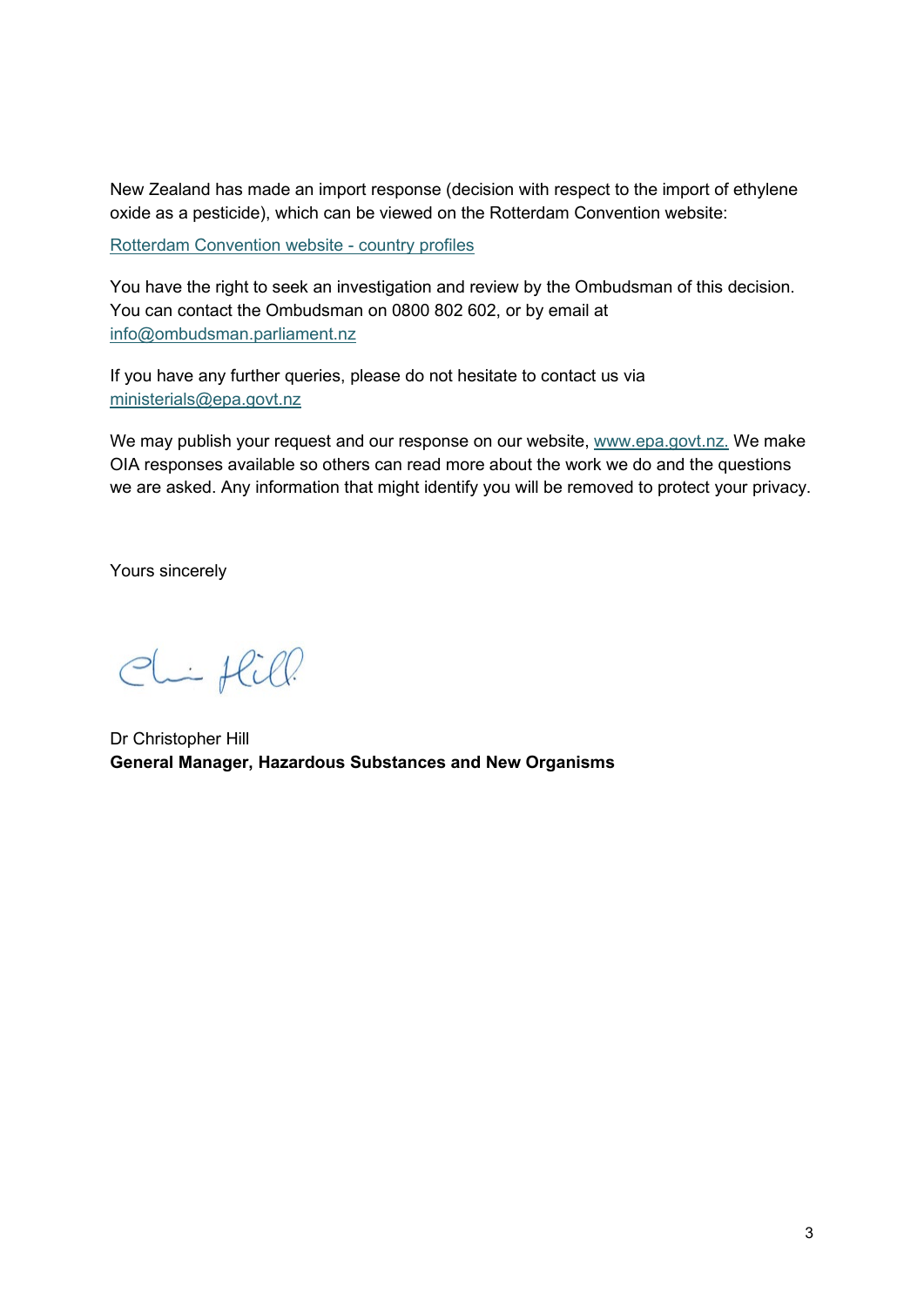New Zealand has made an import response (decision with respect to the import of ethylene oxide as a pesticide), which can be viewed on the Rotterdam Convention website:

Rotterdam Convention website - country profiles

You have the right to seek an investigation and review by the Ombudsman of this decision. You can contact the Ombudsman on 0800 802 602, or by email at info@ombudsman.parliament.nz

If you have any further queries, please do not hesitate to contact us via ministerials@epa.govt.nz

We may publish your request and our response on our website, www.epa.govt.nz. We make OIA responses available so others can read more about the work we do and the questions we are asked. Any information that might identify you will be removed to protect your privacy.

Yours sincerely

Dr Christopher Hill
**General Manager, Hazardous Substances and New Organisms**